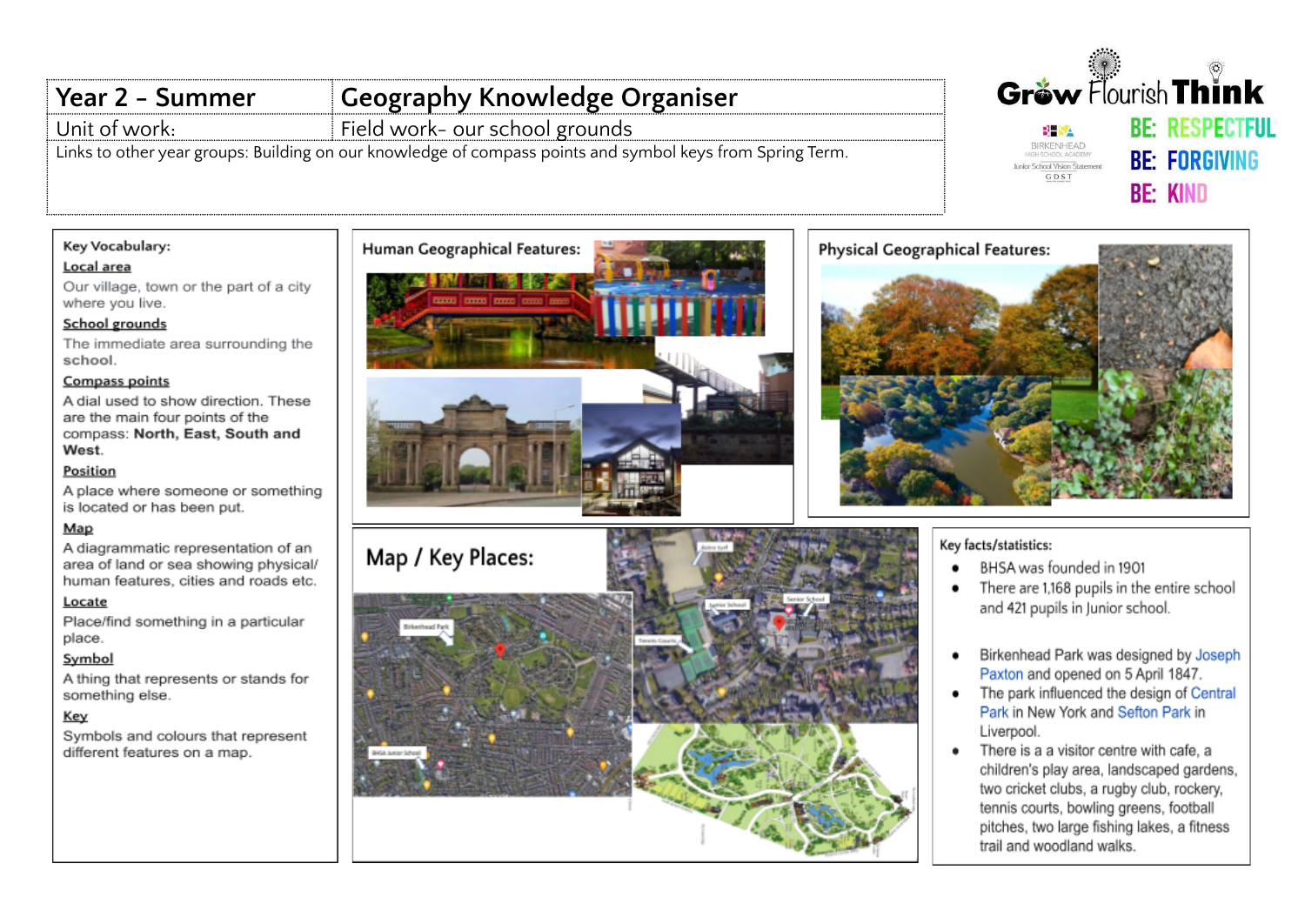| Year 2 - Summer | Geography Knowledge Organiser |
| --- | --- |
| Unit of work: | Field work- our school grounds |

Links to other year groups: Building on our knowledge of compass points and symbol keys from Spring Term.

Grow Flourish Think

BE: RESPECTFUL
BE: FORGIVING
BE: KIND

## Key Vocabulary:

**Local area**
Our village, town or the part of a city where you live.

**School grounds**
The immediate area surrounding the school.

**Compass points**
A dial used to show direction. These are the main four points of the compass: **North, East, South and West**.

**Position**
A place where someone or something is located or has been put.

**Map**
A diagrammatic representation of an area of land or sea showing physical/ human features, cities and roads etc.

**Locate**
Place/find something in a particular place.

**Symbol**
A thing that represents or stands for something else.

**Key**
Symbols and colours that represent different features on a map.

## Human Geographical Features:

## Physical Geographical Features:

## Map / Key Places:

## Key facts/statistics:

- BHSA was founded in 1901
- There are 1,168 pupils in the entire school and 421 pupils in Junior school.

- Birkenhead Park was designed by Joseph Paxton and opened on 5 April 1847.
- The park influenced the design of Central Park in New York and Sefton Park in Liverpool.
- There is a a visitor centre with cafe, a children's play area, landscaped gardens, two cricket clubs, a rugby club, rockery, tennis courts, bowling greens, football pitches, two large fishing lakes, a fitness trail and woodland walks.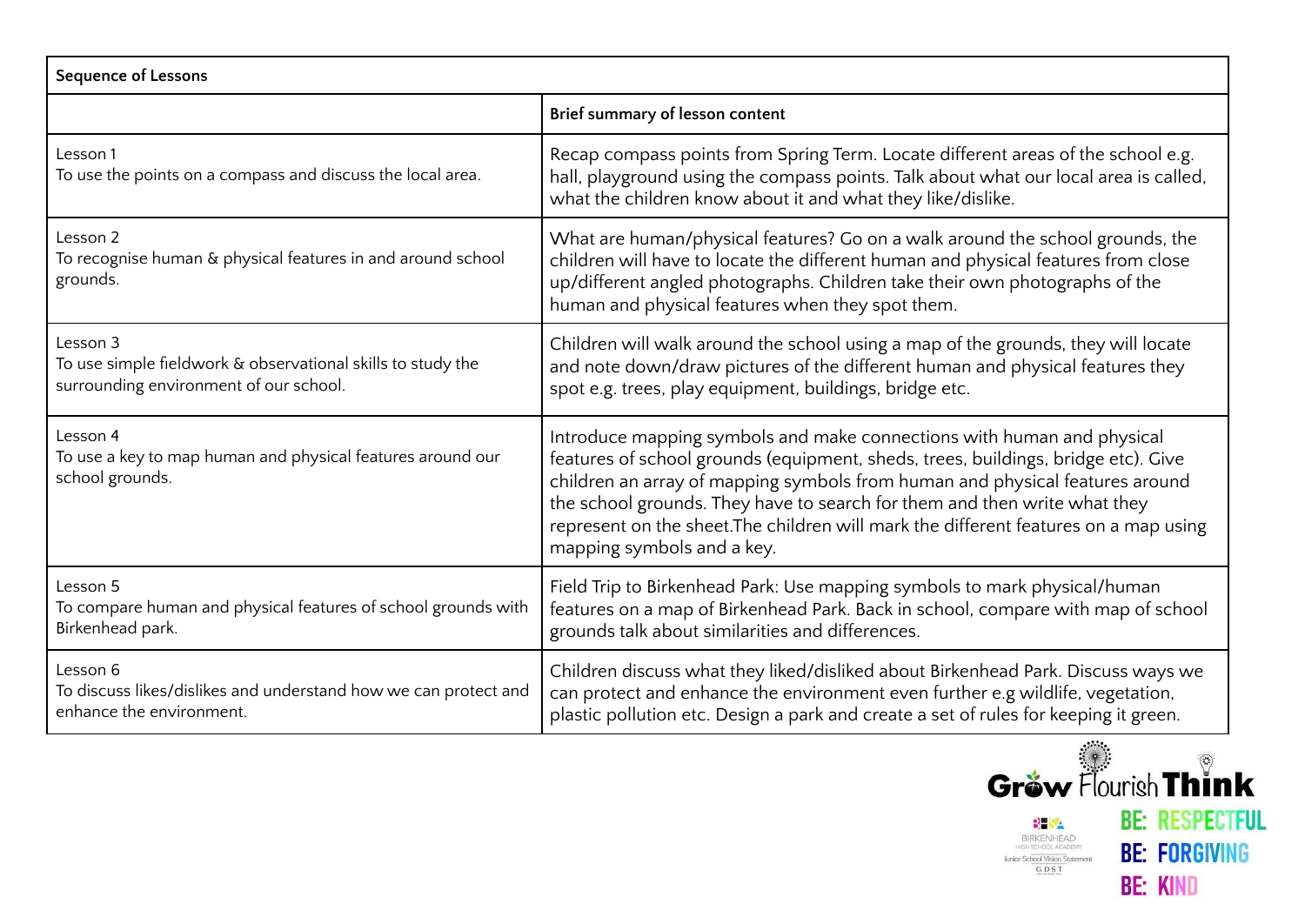| Sequence of Lessons | |
|---|---|
| | **Brief summary of lesson content** |
| Lesson 1<br>To use the points on a compass and discuss the local area. | Recap compass points from Spring Term. Locate different areas of the school e.g. hall, playground using the compass points. Talk about what our local area is called, what the children know about it and what they like/dislike. |
| Lesson 2<br>To recognise human & physical features in and around school grounds. | What are human/physical features? Go on a walk around the school grounds, the children will have to locate the different human and physical features from close up/different angled photographs. Children take their own photographs of the human and physical features when they spot them. |
| Lesson 3<br>To use simple fieldwork & observational skills to study the surrounding environment of our school. | Children will walk around the school using a map of the grounds, they will locate and note down/draw pictures of the different human and physical features they spot e.g. trees, play equipment, buildings, bridge etc. |
| Lesson 4<br>To use a key to map human and physical features around our school grounds. | Introduce mapping symbols and make connections with human and physical features of school grounds (equipment, sheds, trees, buildings, bridge etc). Give children an array of mapping symbols from human and physical features around the school grounds. They have to search for them and then write what they represent on the sheet.The children will mark the different features on a map using mapping symbols and a key. |
| Lesson 5<br>To compare human and physical features of school grounds with Birkenhead park. | Field Trip to Birkenhead Park: Use mapping symbols to mark physical/human features on a map of Birkenhead Park. Back in school, compare with map of school grounds talk about similarities and differences. |
| Lesson 6<br>To discuss likes/dislikes and understand how we can protect and enhance the environment. | Children discuss what they liked/disliked about Birkenhead Park. Discuss ways we can protect and enhance the environment even further e.g wildlife, vegetation, plastic pollution etc. Design a park and create a set of rules for keeping it green. |

Grow Flourish Think

BIRKENHEAD HIGH SCHOOL ACADEMY
Junior School Vision Statement
GDST

BE: RESPECTFUL
BE: FORGIVING
BE: KIND